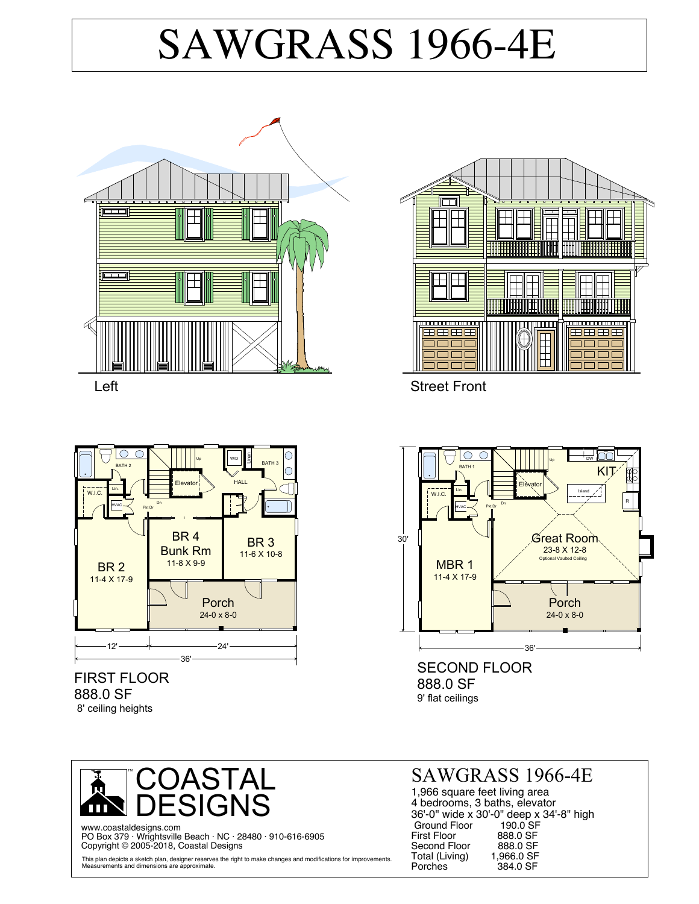# SAWGRASS 1966-4E

Left

Street Front

FIRST FLOOR
888.0 SF
8' ceiling heights

SECOND FLOOR
888.0 SF
9' flat ceilings

COASTAL DESIGNS

www.coastaldesigns.com
PO Box 379 · Wrightsville Beach · NC · 28480 · 910-616-6905
Copyright © 2005-2018, Coastal Designs

This plan depicts a sketch plan, designer reserves the right to make changes and modifications for improvements. Measurements and dimensions are approximate.

## SAWGRASS 1966-4E

1,966 square feet living area
4 bedrooms, 3 baths, elevator
36'-0" wide x 30'-0" deep x 34'-8" high

| | |
|---|---|
| Ground Floor | 190.0 SF |
| First Floor | 888.0 SF |
| Second Floor | 888.0 SF |
| Total (Living) | 1,966.0 SF |
| Porches | 384.0 SF |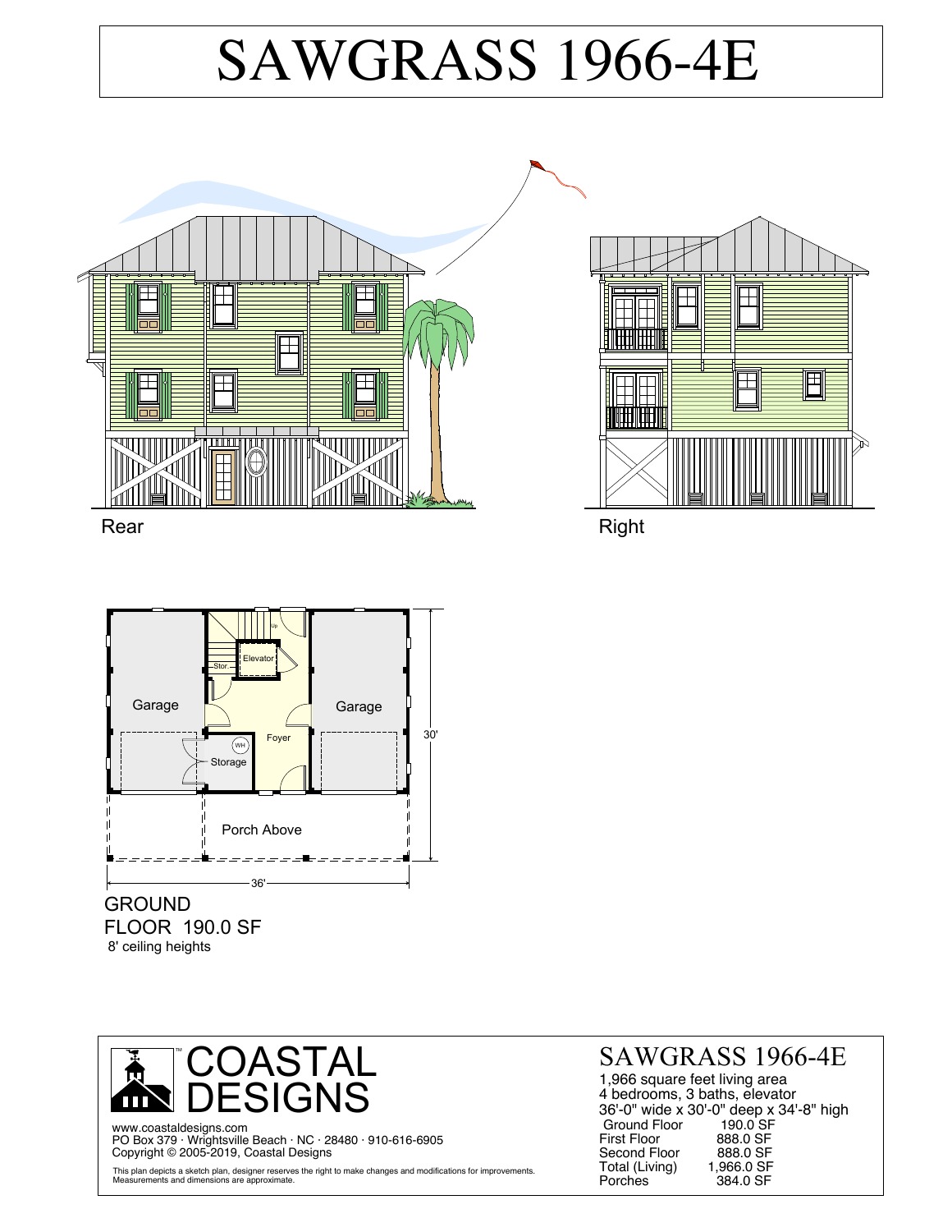# SAWGRASS 1966-4E

Rear

Right

Garage

Stor.

Elevator

Up

Garage

Foyer

WH

Storage

30'

Porch Above

36'

GROUND FLOOR 190.0 SF

8' ceiling heights

COASTAL DESIGNS

www.coastaldesigns.com
PO Box 379 · Wrightsville Beach · NC · 28480 · 910-616-6905
Copyright © 2005-2019, Coastal Designs

This plan depicts a sketch plan, designer reserves the right to make changes and modifications for improvements. Measurements and dimensions are approximate.

## SAWGRASS 1966-4E

1,966 square feet living area
4 bedrooms, 3 baths, elevator
36'-0" wide x 30'-0" deep x 34'-8" high

| | |
|---|---|
| Ground Floor | 190.0 SF |
| First Floor | 888.0 SF |
| Second Floor | 888.0 SF |
| Total (Living) | 1,966.0 SF |
| Porches | 384.0 SF |